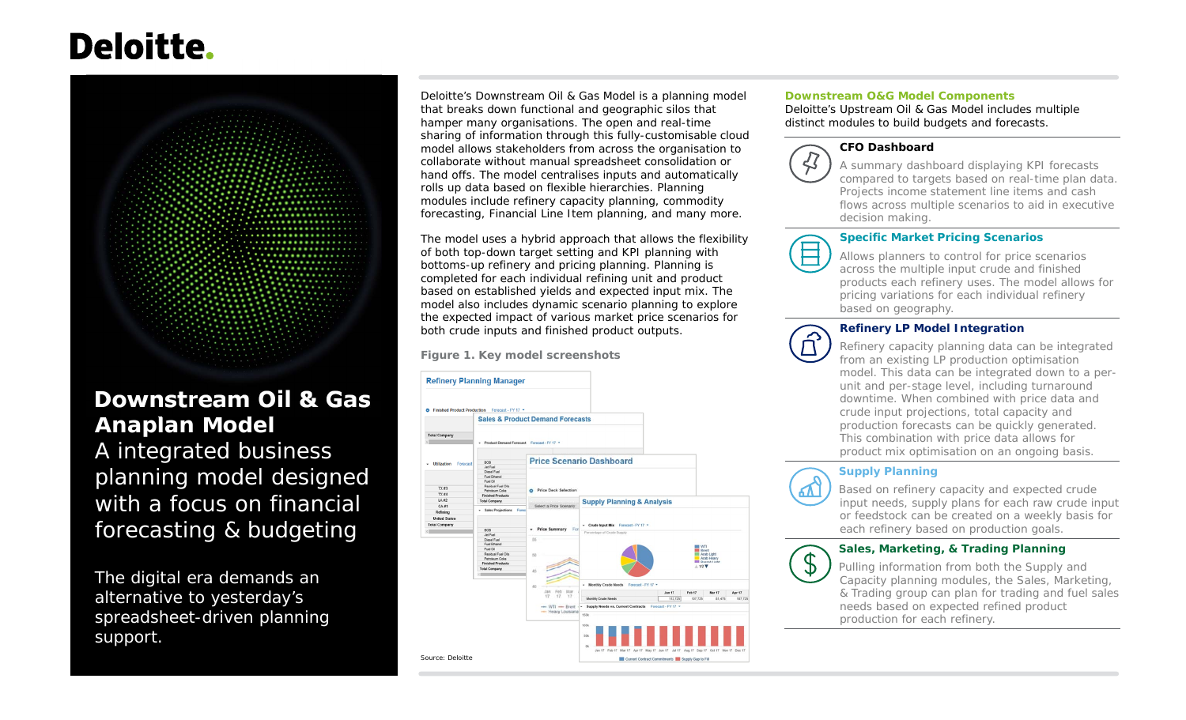Deloitte.

# Downstream Oil & Gas Anaplan Model

A integrated business planning model designed with a focus on financial forecasting & budgeting

The digital era demands an alternative to yesterday's spreadsheet-driven planning support.

Deloitte's Downstream Oil & Gas Model is a planning model that breaks down functional and geographic silos that hamper many organisations. The open and real-time sharing of information through this fully-customisable cloud model allows stakeholders from across the organisation to collaborate without manual spreadsheet consolidation or hand offs. The model centralises inputs and automatically rolls up data based on flexible hierarchies. Planning modules include refinery capacity planning, commodity forecasting, Financial Line Item planning, and many more.

The model uses a hybrid approach that allows the flexibility of both top-down target setting and KPI planning with bottoms-up refinery and pricing planning. Planning is completed for each individual refining unit and product based on established yields and expected input mix. The model also includes dynamic scenario planning to explore the expected impact of various market price scenarios for both crude inputs and finished product outputs.

**Figure 1. Key model screenshots**

Source: Deloitte

## Downstream O&G Model Components

Deloitte's Upstream Oil & Gas Model includes multiple distinct modules to build budgets and forecasts.

### CFO Dashboard

A summary dashboard displaying KPI forecasts compared to targets based on real-time plan data. Projects income statement line items and cash flows across multiple scenarios to aid in executive decision making.

### Specific Market Pricing Scenarios

Allows planners to control for price scenarios across the multiple input crude and finished products each refinery uses. The model allows for pricing variations for each individual refinery based on geography.

### Refinery LP Model Integration

Refinery capacity planning data can be integrated from an existing LP production optimisation model. This data can be integrated down to a per-unit and per-stage level, including turnaround downtime. When combined with price data and crude input projections, total capacity and production forecasts can be quickly generated. This combination with price data allows for product mix optimisation on an ongoing basis.

### Supply Planning

Based on refinery capacity and expected crude input needs, supply plans for each raw crude input or feedstock can be created on a weekly basis for each refinery based on production goals.

### Sales, Marketing, & Trading Planning

Pulling information from both the Supply and Capacity planning modules, the Sales, Marketing, & Trading group can plan for trading and fuel sales needs based on expected refined product production for each refinery.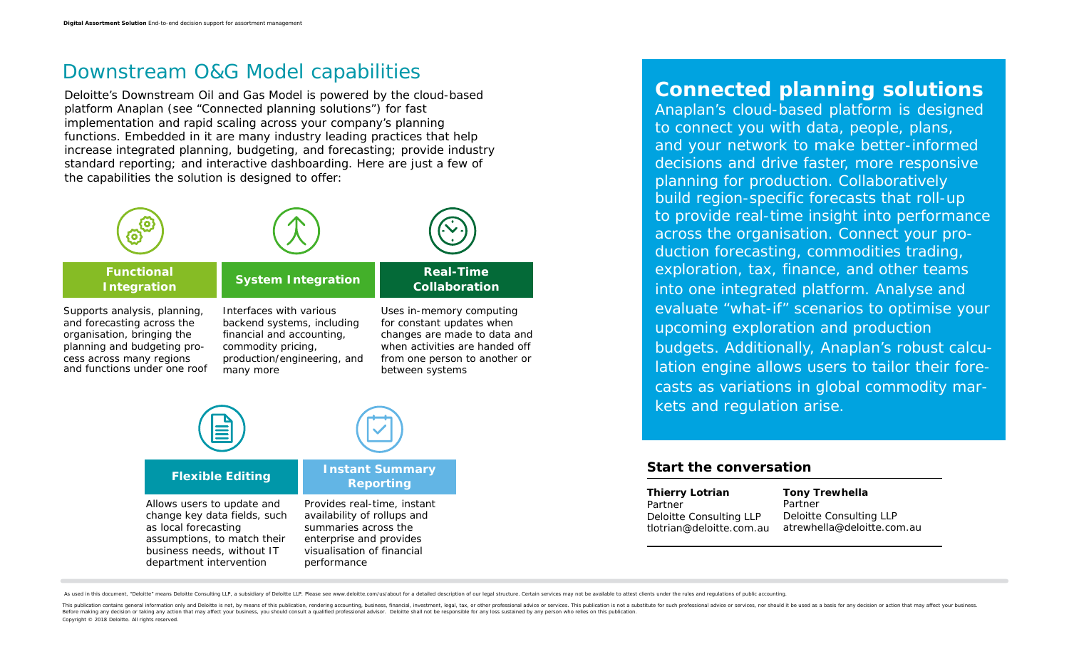# Downstream O&G Model capabilities

Deloitte's Downstream Oil and Gas Model is powered by the cloud-based platform Anaplan (see "Connected planning solutions") for fast implementation and rapid scaling across your company's planning functions. Embedded in it are many industry leading practices that help increase integrated planning, budgeting, and forecasting; provide industry standard reporting; and interactive dashboarding. Here are just a few of the capabilities the solution is designed to offer:

**Functional Integration**

Supports analysis, planning, and forecasting across the organisation, bringing the planning and budgeting process across many regions and functions under one roof

**System Integration**

Interfaces with various backend systems, including financial and accounting, commodity pricing, production/engineering, and many more

**Real-Time Collaboration**

Uses in-memory computing for constant updates when changes are made to data and when activities are handed off from one person to another or between systems

**Flexible Editing**

Allows users to update and change key data fields, such as local forecasting assumptions, to match their business needs, without IT department intervention

**Instant Summary Reporting**

Provides real-time, instant availability of rollups and summaries across the enterprise and provides visualisation of financial performance

## Connected planning solutions

Anaplan's cloud-based platform is designed to connect you with data, people, plans, and your network to make better-informed decisions and drive faster, more responsive planning for production. Collaboratively build region-specific forecasts that roll-up to provide real-time insight into performance across the organisation. Connect your production forecasting, commodities trading, exploration, tax, finance, and other teams into one integrated platform. Analyse and evaluate "what-if" scenarios to optimise your upcoming exploration and production budgets. Additionally, Anaplan's robust calculation engine allows users to tailor their forecasts as variations in global commodity markets and regulation arise.

### Start the conversation

**Thierry Lotrian**
Partner
Deloitte Consulting LLP
tlotrian@deloitte.com.au

**Tony Trewhella**
Partner
Deloitte Consulting LLP
atrewhella@deloitte.com.au

As used in this document, "Deloitte" means Deloitte Consulting LLP, a subsidiary of Deloitte LLP. Please see www.deloitte.com/us/about for a detailed description of our legal structure. Certain services may not be available to attest clients under the rules and regulations of public accounting.

This publication contains general information only and Deloitte is not, by means of this publication, rendering accounting, business, financial, investment, legal, tax, or other professional advice or services. This publication is not a substitute for such professional advice or services, nor should it be used as a basis for any decision or action that may affect your business. Before making any decision or taking any action that may affect your business, you should consult a qualified professional advisor. Deloitte shall not be responsible for any loss sustained by any person who relies on this publication.

Copyright © 2018 Deloitte. All rights reserved.